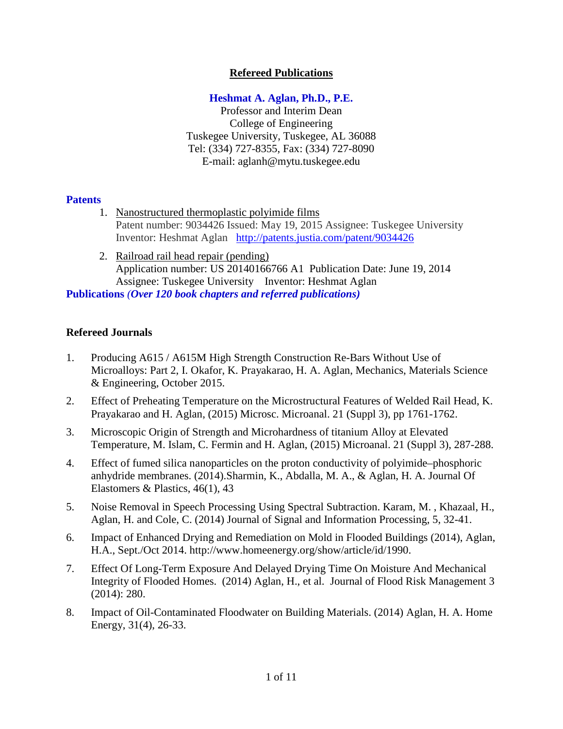# Refereed Publications

**Heshmat A. Aglan, Ph.D., P.E.**
Professor and Interim Dean
College of Engineering
Tuskegee University, Tuskegee, AL 36088
Tel: (334) 727-8355, Fax: (334) 727-8090
E-mail: aglanh@mytu.tuskegee.edu

## Patents

1. Nanostructured thermoplastic polyimide films
   Patent number: 9034426 Issued: May 19, 2015 Assignee: Tuskegee University
   Inventor: Heshmat Aglan http://patents.justia.com/patent/9034426
2. Railroad rail head repair (pending)
   Application number: US 20140166766 A1 Publication Date: June 19, 2014
   Assignee: Tuskegee University Inventor: Heshmat Aglan

## Publications *(Over 120 book chapters and referred publications)*

### Refereed Journals

1. Producing A615 / A615M High Strength Construction Re-Bars Without Use of Microalloys: Part 2, I. Okafor, K. Prayakarao, H. A. Aglan, Mechanics, Materials Science & Engineering, October 2015.
2. Effect of Preheating Temperature on the Microstructural Features of Welded Rail Head, K. Prayakarao and H. Aglan, (2015) Microsc. Microanal. 21 (Suppl 3), pp 1761-1762.
3. Microscopic Origin of Strength and Microhardness of titanium Alloy at Elevated Temperature, M. Islam, C. Fermin and H. Aglan, (2015) Microanal. 21 (Suppl 3), 287-288.
4. Effect of fumed silica nanoparticles on the proton conductivity of polyimide–phosphoric anhydride membranes. (2014).Sharmin, K., Abdalla, M. A., & Aglan, H. A. Journal Of Elastomers & Plastics, 46(1), 43
5. Noise Removal in Speech Processing Using Spectral Subtraction. Karam, M. , Khazaal, H., Aglan, H. and Cole, C. (2014) Journal of Signal and Information Processing, 5, 32-41.
6. Impact of Enhanced Drying and Remediation on Mold in Flooded Buildings (2014), Aglan, H.A., Sept./Oct 2014. http://www.homeenergy.org/show/article/id/1990.
7. Effect Of Long-Term Exposure And Delayed Drying Time On Moisture And Mechanical Integrity of Flooded Homes. (2014) Aglan, H., et al. Journal of Flood Risk Management 3 (2014): 280.
8. Impact of Oil-Contaminated Floodwater on Building Materials. (2014) Aglan, H. A. Home Energy, 31(4), 26-33.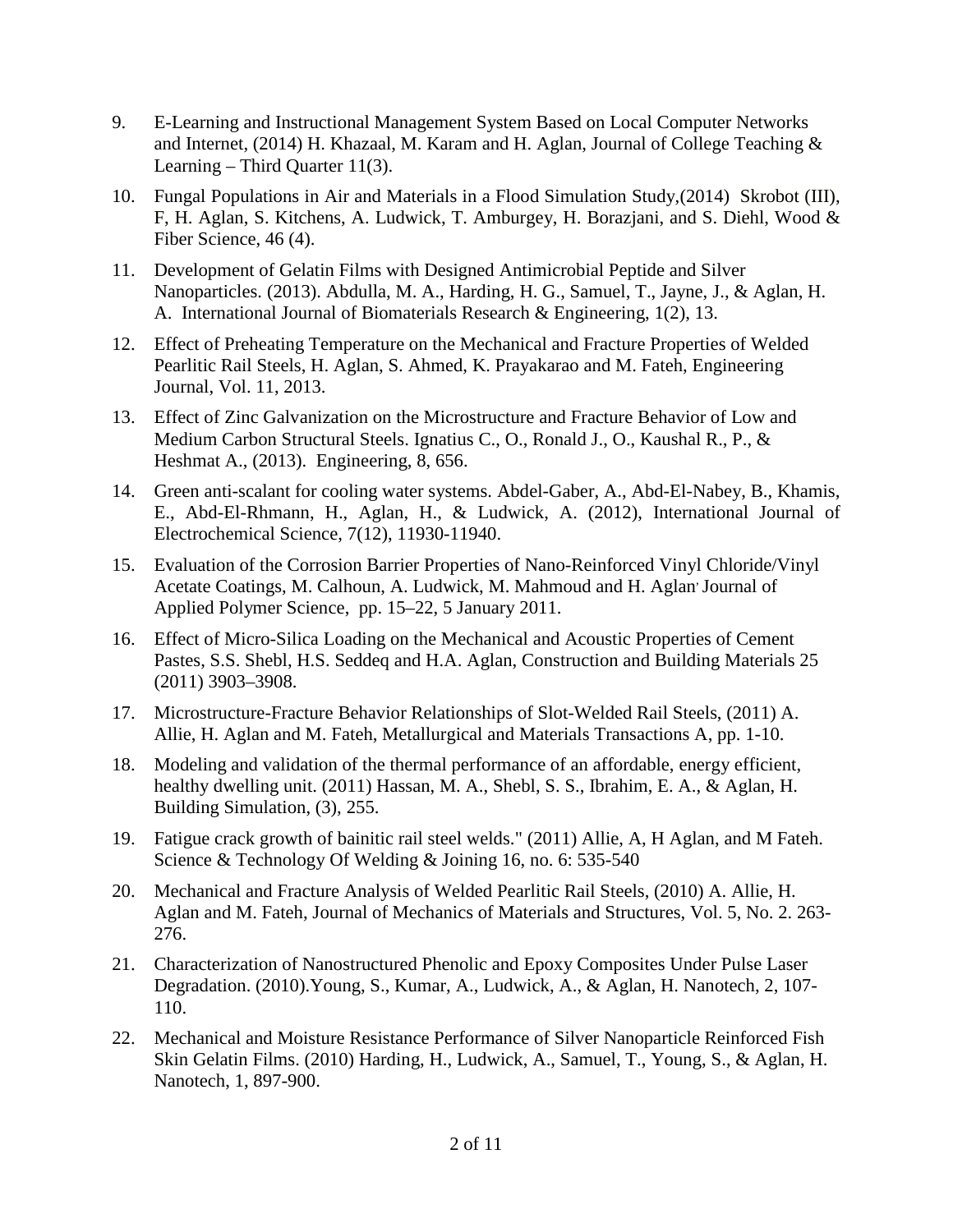9. E-Learning and Instructional Management System Based on Local Computer Networks and Internet, (2014) H. Khazaal, M. Karam and H. Aglan, Journal of College Teaching & Learning – Third Quarter 11(3).

10. Fungal Populations in Air and Materials in a Flood Simulation Study,(2014) Skrobot (III), F, H. Aglan, S. Kitchens, A. Ludwick, T. Amburgey, H. Borazjani, and S. Diehl, Wood & Fiber Science, 46 (4).

11. Development of Gelatin Films with Designed Antimicrobial Peptide and Silver Nanoparticles. (2013). Abdulla, M. A., Harding, H. G., Samuel, T., Jayne, J., & Aglan, H. A. International Journal of Biomaterials Research & Engineering, 1(2), 13.

12. Effect of Preheating Temperature on the Mechanical and Fracture Properties of Welded Pearlitic Rail Steels, H. Aglan, S. Ahmed, K. Prayakarao and M. Fateh, Engineering Journal, Vol. 11, 2013.

13. Effect of Zinc Galvanization on the Microstructure and Fracture Behavior of Low and Medium Carbon Structural Steels. Ignatius C., O., Ronald J., O., Kaushal R., P., & Heshmat A., (2013). Engineering, 8, 656.

14. Green anti-scalant for cooling water systems. Abdel-Gaber, A., Abd-El-Nabey, B., Khamis, E., Abd-El-Rhmann, H., Aglan, H., & Ludwick, A. (2012), International Journal of Electrochemical Science, 7(12), 11930-11940.

15. Evaluation of the Corrosion Barrier Properties of Nano-Reinforced Vinyl Chloride/Vinyl Acetate Coatings, M. Calhoun, A. Ludwick, M. Mahmoud and H. Aglan, Journal of Applied Polymer Science, pp. 15–22, 5 January 2011.

16. Effect of Micro-Silica Loading on the Mechanical and Acoustic Properties of Cement Pastes, S.S. Shebl, H.S. Seddeq and H.A. Aglan, Construction and Building Materials 25 (2011) 3903–3908.

17. Microstructure-Fracture Behavior Relationships of Slot-Welded Rail Steels, (2011) A. Allie, H. Aglan and M. Fateh, Metallurgical and Materials Transactions A, pp. 1-10.

18. Modeling and validation of the thermal performance of an affordable, energy efficient, healthy dwelling unit. (2011) Hassan, M. A., Shebl, S. S., Ibrahim, E. A., & Aglan, H. Building Simulation, (3), 255.

19. Fatigue crack growth of bainitic rail steel welds." (2011) Allie, A, H Aglan, and M Fateh. Science & Technology Of Welding & Joining 16, no. 6: 535-540

20. Mechanical and Fracture Analysis of Welded Pearlitic Rail Steels, (2010) A. Allie, H. Aglan and M. Fateh, Journal of Mechanics of Materials and Structures, Vol. 5, No. 2. 263-276.

21. Characterization of Nanostructured Phenolic and Epoxy Composites Under Pulse Laser Degradation. (2010).Young, S., Kumar, A., Ludwick, A., & Aglan, H. Nanotech, 2, 107-110.

22. Mechanical and Moisture Resistance Performance of Silver Nanoparticle Reinforced Fish Skin Gelatin Films. (2010) Harding, H., Ludwick, A., Samuel, T., Young, S., & Aglan, H. Nanotech, 1, 897-900.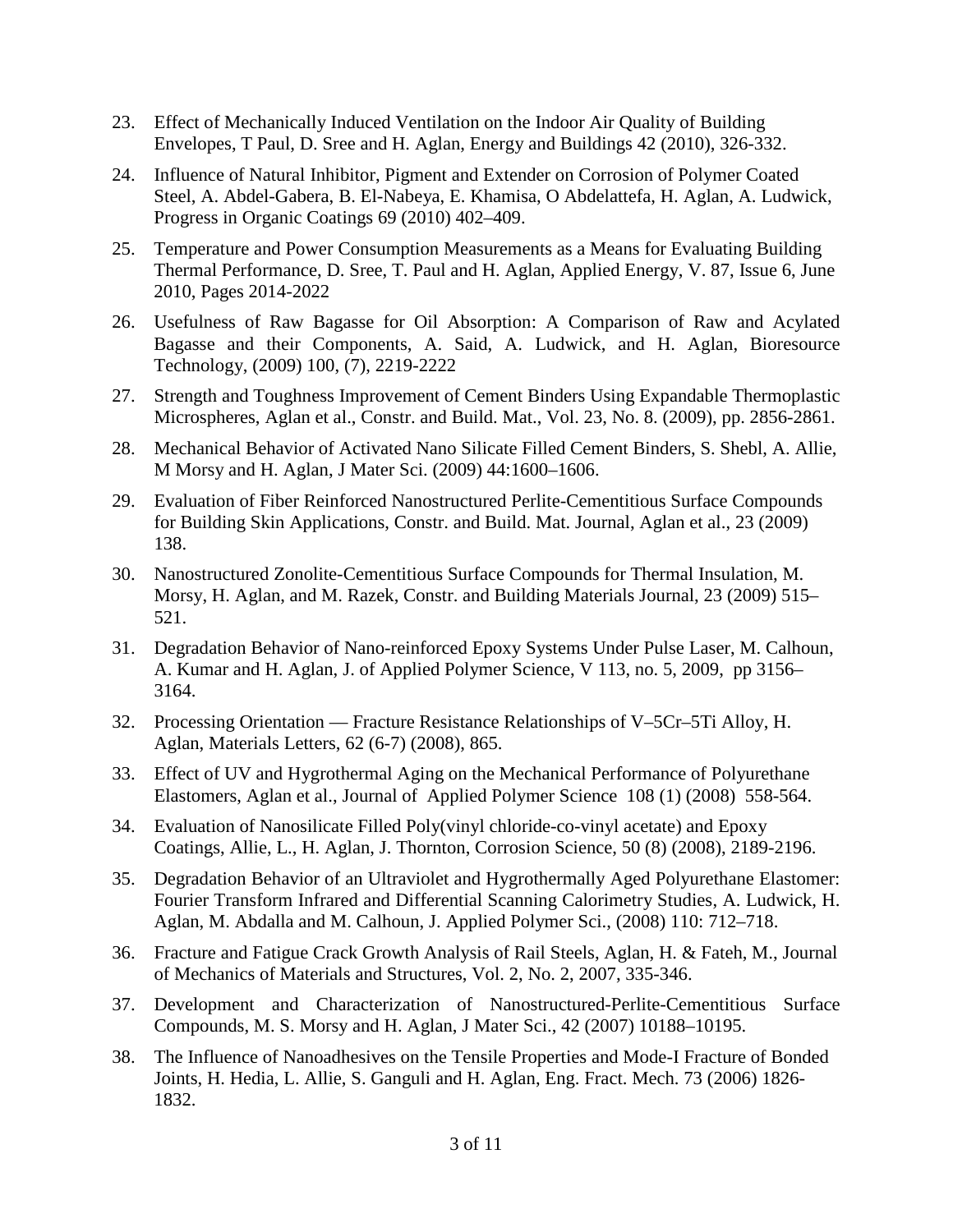23. Effect of Mechanically Induced Ventilation on the Indoor Air Quality of Building Envelopes, T Paul, D. Sree and H. Aglan, Energy and Buildings 42 (2010), 326-332.

24. Influence of Natural Inhibitor, Pigment and Extender on Corrosion of Polymer Coated Steel, A. Abdel-Gabera, B. El-Nabeya, E. Khamisa, O Abdelattefa, H. Aglan, A. Ludwick, Progress in Organic Coatings 69 (2010) 402–409.

25. Temperature and Power Consumption Measurements as a Means for Evaluating Building Thermal Performance, D. Sree, T. Paul and H. Aglan, Applied Energy, V. 87, Issue 6, June 2010, Pages 2014-2022

26. Usefulness of Raw Bagasse for Oil Absorption: A Comparison of Raw and Acylated Bagasse and their Components, A. Said, A. Ludwick, and H. Aglan, Bioresource Technology, (2009) 100, (7), 2219-2222

27. Strength and Toughness Improvement of Cement Binders Using Expandable Thermoplastic Microspheres, Aglan et al., Constr. and Build. Mat., Vol. 23, No. 8. (2009), pp. 2856-2861.

28. Mechanical Behavior of Activated Nano Silicate Filled Cement Binders, S. Shebl, A. Allie, M Morsy and H. Aglan, J Mater Sci. (2009) 44:1600–1606.

29. Evaluation of Fiber Reinforced Nanostructured Perlite-Cementitious Surface Compounds for Building Skin Applications, Constr. and Build. Mat. Journal, Aglan et al., 23 (2009) 138.

30. Nanostructured Zonolite-Cementitious Surface Compounds for Thermal Insulation, M. Morsy, H. Aglan, and M. Razek, Constr. and Building Materials Journal, 23 (2009) 515–521.

31. Degradation Behavior of Nano-reinforced Epoxy Systems Under Pulse Laser, M. Calhoun, A. Kumar and H. Aglan, J. of Applied Polymer Science, V 113, no. 5, 2009, pp 3156–3164.

32. Processing Orientation — Fracture Resistance Relationships of V–5Cr–5Ti Alloy, H. Aglan, Materials Letters, 62 (6-7) (2008), 865.

33. Effect of UV and Hygrothermal Aging on the Mechanical Performance of Polyurethane Elastomers, Aglan et al., Journal of Applied Polymer Science 108 (1) (2008) 558-564.

34. Evaluation of Nanosilicate Filled Poly(vinyl chloride-co-vinyl acetate) and Epoxy Coatings, Allie, L., H. Aglan, J. Thornton, Corrosion Science, 50 (8) (2008), 2189-2196.

35. Degradation Behavior of an Ultraviolet and Hygrothermally Aged Polyurethane Elastomer: Fourier Transform Infrared and Differential Scanning Calorimetry Studies, A. Ludwick, H. Aglan, M. Abdalla and M. Calhoun, J. Applied Polymer Sci., (2008) 110: 712–718.

36. Fracture and Fatigue Crack Growth Analysis of Rail Steels, Aglan, H. & Fateh, M., Journal of Mechanics of Materials and Structures, Vol. 2, No. 2, 2007, 335-346.

37. Development and Characterization of Nanostructured-Perlite-Cementitious Surface Compounds, M. S. Morsy and H. Aglan, J Mater Sci., 42 (2007) 10188–10195.

38. The Influence of Nanoadhesives on the Tensile Properties and Mode-I Fracture of Bonded Joints, H. Hedia, L. Allie, S. Ganguli and H. Aglan, Eng. Fract. Mech. 73 (2006) 1826-1832.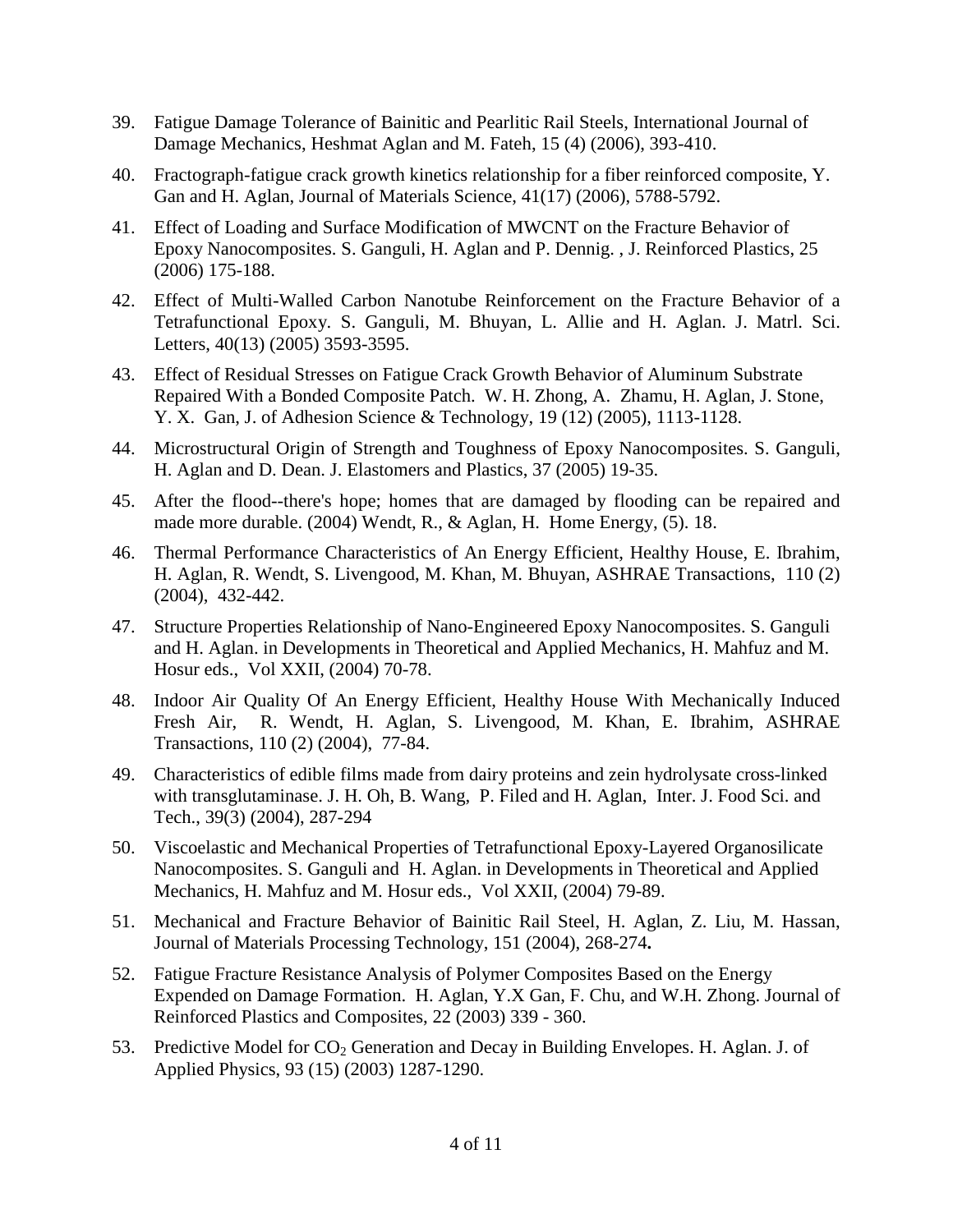39. Fatigue Damage Tolerance of Bainitic and Pearlitic Rail Steels, International Journal of Damage Mechanics, Heshmat Aglan and M. Fateh, 15 (4) (2006), 393-410.

40. Fractograph-fatigue crack growth kinetics relationship for a fiber reinforced composite, Y. Gan and H. Aglan, Journal of Materials Science, 41(17) (2006), 5788-5792.

41. Effect of Loading and Surface Modification of MWCNT on the Fracture Behavior of Epoxy Nanocomposites. S. Ganguli, H. Aglan and P. Dennig. , J. Reinforced Plastics, 25 (2006) 175-188.

42. Effect of Multi-Walled Carbon Nanotube Reinforcement on the Fracture Behavior of a Tetrafunctional Epoxy. S. Ganguli, M. Bhuyan, L. Allie and H. Aglan. J. Matrl. Sci. Letters, 40(13) (2005) 3593-3595.

43. Effect of Residual Stresses on Fatigue Crack Growth Behavior of Aluminum Substrate Repaired With a Bonded Composite Patch. W. H. Zhong, A. Zhamu, H. Aglan, J. Stone, Y. X. Gan, J. of Adhesion Science & Technology, 19 (12) (2005), 1113-1128.

44. Microstructural Origin of Strength and Toughness of Epoxy Nanocomposites. S. Ganguli, H. Aglan and D. Dean. J. Elastomers and Plastics, 37 (2005) 19-35.

45. After the flood--there's hope; homes that are damaged by flooding can be repaired and made more durable. (2004) Wendt, R., & Aglan, H. Home Energy, (5). 18.

46. Thermal Performance Characteristics of An Energy Efficient, Healthy House, E. Ibrahim, H. Aglan, R. Wendt, S. Livengood, M. Khan, M. Bhuyan, ASHRAE Transactions, 110 (2) (2004), 432-442.

47. Structure Properties Relationship of Nano-Engineered Epoxy Nanocomposites. S. Ganguli and H. Aglan. in Developments in Theoretical and Applied Mechanics, H. Mahfuz and M. Hosur eds., Vol XXII, (2004) 70-78.

48. Indoor Air Quality Of An Energy Efficient, Healthy House With Mechanically Induced Fresh Air, R. Wendt, H. Aglan, S. Livengood, M. Khan, E. Ibrahim, ASHRAE Transactions, 110 (2) (2004), 77-84.

49. Characteristics of edible films made from dairy proteins and zein hydrolysate cross-linked with transglutaminase. J. H. Oh, B. Wang, P. Filed and H. Aglan, Inter. J. Food Sci. and Tech., 39(3) (2004), 287-294

50. Viscoelastic and Mechanical Properties of Tetrafunctional Epoxy-Layered Organosilicate Nanocomposites. S. Ganguli and H. Aglan. in Developments in Theoretical and Applied Mechanics, H. Mahfuz and M. Hosur eds., Vol XXII, (2004) 79-89.

51. Mechanical and Fracture Behavior of Bainitic Rail Steel, H. Aglan, Z. Liu, M. Hassan, Journal of Materials Processing Technology, 151 (2004), 268-274**.**

52. Fatigue Fracture Resistance Analysis of Polymer Composites Based on the Energy Expended on Damage Formation. H. Aglan, Y.X Gan, F. Chu, and W.H. Zhong. Journal of Reinforced Plastics and Composites, 22 (2003) 339 - 360.

53. Predictive Model for $CO_2$ Generation and Decay in Building Envelopes. H. Aglan. J. of Applied Physics, 93 (15) (2003) 1287-1290.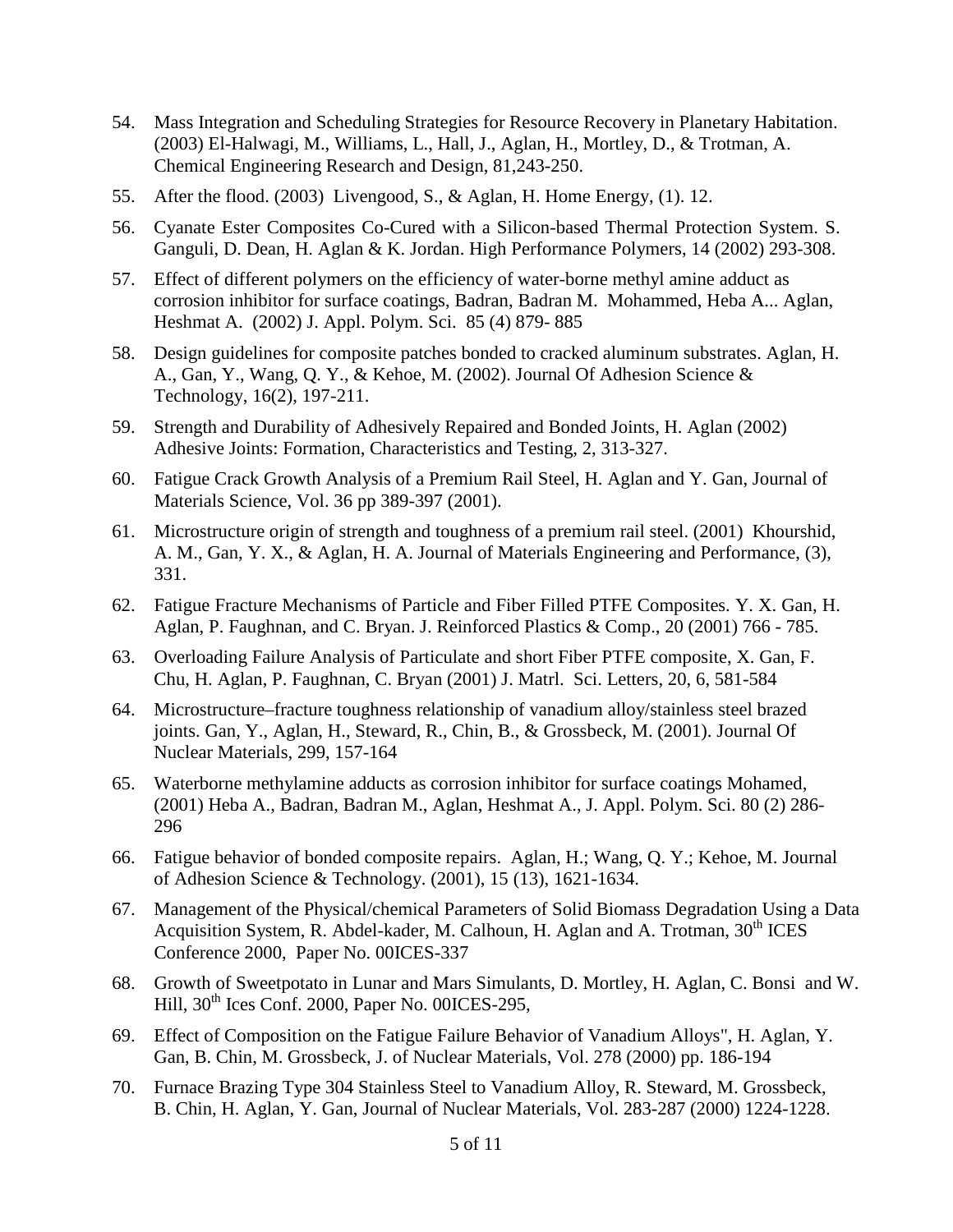54. Mass Integration and Scheduling Strategies for Resource Recovery in Planetary Habitation. (2003) El-Halwagi, M., Williams, L., Hall, J., Aglan, H., Mortley, D., & Trotman, A. Chemical Engineering Research and Design, 81,243-250.
55. After the flood. (2003) Livengood, S., & Aglan, H. Home Energy, (1). 12.
56. Cyanate Ester Composites Co-Cured with a Silicon-based Thermal Protection System. S. Ganguli, D. Dean, H. Aglan & K. Jordan. High Performance Polymers, 14 (2002) 293-308.
57. Effect of different polymers on the efficiency of water-borne methyl amine adduct as corrosion inhibitor for surface coatings, Badran, Badran M. Mohammed, Heba A... Aglan, Heshmat A. (2002) J. Appl. Polym. Sci. 85 (4) 879- 885
58. Design guidelines for composite patches bonded to cracked aluminum substrates. Aglan, H. A., Gan, Y., Wang, Q. Y., & Kehoe, M. (2002). Journal Of Adhesion Science & Technology, 16(2), 197-211.
59. Strength and Durability of Adhesively Repaired and Bonded Joints, H. Aglan (2002) Adhesive Joints: Formation, Characteristics and Testing, 2, 313-327.
60. Fatigue Crack Growth Analysis of a Premium Rail Steel, H. Aglan and Y. Gan, Journal of Materials Science, Vol. 36 pp 389-397 (2001).
61. Microstructure origin of strength and toughness of a premium rail steel. (2001) Khourshid, A. M., Gan, Y. X., & Aglan, H. A. Journal of Materials Engineering and Performance, (3), 331.
62. Fatigue Fracture Mechanisms of Particle and Fiber Filled PTFE Composites. Y. X. Gan, H. Aglan, P. Faughnan, and C. Bryan. J. Reinforced Plastics & Comp., 20 (2001) 766 - 785.
63. Overloading Failure Analysis of Particulate and short Fiber PTFE composite, X. Gan, F. Chu, H. Aglan, P. Faughnan, C. Bryan (2001) J. Matrl. Sci. Letters, 20, 6, 581-584
64. Microstructure–fracture toughness relationship of vanadium alloy/stainless steel brazed joints. Gan, Y., Aglan, H., Steward, R., Chin, B., & Grossbeck, M. (2001). Journal Of Nuclear Materials, 299, 157-164
65. Waterborne methylamine adducts as corrosion inhibitor for surface coatings Mohamed, (2001) Heba A., Badran, Badran M., Aglan, Heshmat A., J. Appl. Polym. Sci. 80 (2) 286-296
66. Fatigue behavior of bonded composite repairs. Aglan, H.; Wang, Q. Y.; Kehoe, M. Journal of Adhesion Science & Technology. (2001), 15 (13), 1621-1634.
67. Management of the Physical/chemical Parameters of Solid Biomass Degradation Using a Data Acquisition System, R. Abdel-kader, M. Calhoun, H. Aglan and A. Trotman, 30th ICES Conference 2000, Paper No. 00ICES-337
68. Growth of Sweetpotato in Lunar and Mars Simulants, D. Mortley, H. Aglan, C. Bonsi and W. Hill, 30th Ices Conf. 2000, Paper No. 00ICES-295,
69. Effect of Composition on the Fatigue Failure Behavior of Vanadium Alloys", H. Aglan, Y. Gan, B. Chin, M. Grossbeck, J. of Nuclear Materials, Vol. 278 (2000) pp. 186-194
70. Furnace Brazing Type 304 Stainless Steel to Vanadium Alloy, R. Steward, M. Grossbeck, B. Chin, H. Aglan, Y. Gan, Journal of Nuclear Materials, Vol. 283-287 (2000) 1224-1228.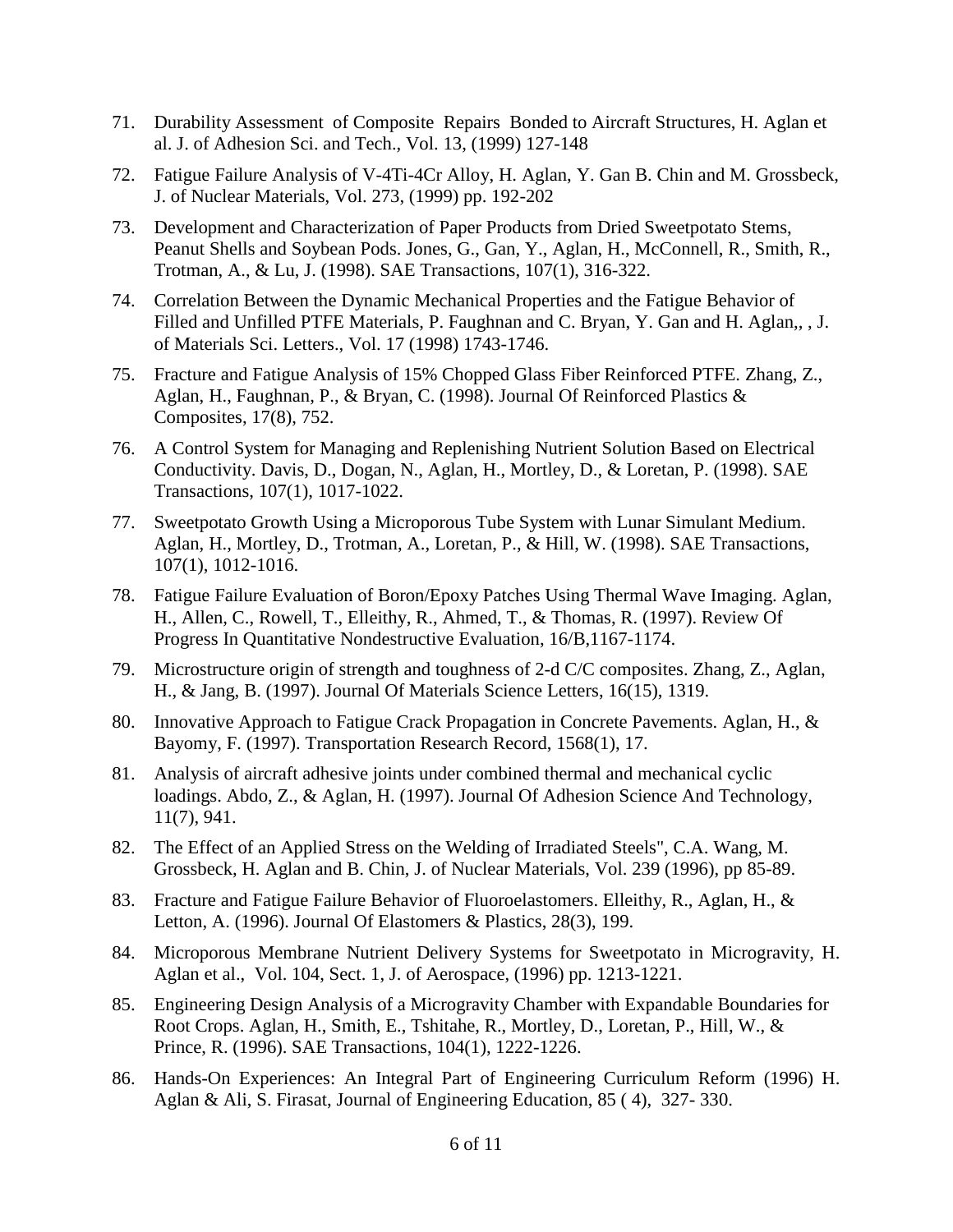71. Durability Assessment of Composite Repairs Bonded to Aircraft Structures, H. Aglan et al. J. of Adhesion Sci. and Tech., Vol. 13, (1999) 127-148
72. Fatigue Failure Analysis of V-4Ti-4Cr Alloy, H. Aglan, Y. Gan B. Chin and M. Grossbeck, J. of Nuclear Materials, Vol. 273, (1999) pp. 192-202
73. Development and Characterization of Paper Products from Dried Sweetpotato Stems, Peanut Shells and Soybean Pods. Jones, G., Gan, Y., Aglan, H., McConnell, R., Smith, R., Trotman, A., & Lu, J. (1998). SAE Transactions, 107(1), 316-322.
74. Correlation Between the Dynamic Mechanical Properties and the Fatigue Behavior of Filled and Unfilled PTFE Materials, P. Faughnan and C. Bryan, Y. Gan and H. Aglan,, , J. of Materials Sci. Letters., Vol. 17 (1998) 1743-1746.
75. Fracture and Fatigue Analysis of 15% Chopped Glass Fiber Reinforced PTFE. Zhang, Z., Aglan, H., Faughnan, P., & Bryan, C. (1998). Journal Of Reinforced Plastics & Composites, 17(8), 752.
76. A Control System for Managing and Replenishing Nutrient Solution Based on Electrical Conductivity. Davis, D., Dogan, N., Aglan, H., Mortley, D., & Loretan, P. (1998). SAE Transactions, 107(1), 1017-1022.
77. Sweetpotato Growth Using a Microporous Tube System with Lunar Simulant Medium. Aglan, H., Mortley, D., Trotman, A., Loretan, P., & Hill, W. (1998). SAE Transactions, 107(1), 1012-1016.
78. Fatigue Failure Evaluation of Boron/Epoxy Patches Using Thermal Wave Imaging. Aglan, H., Allen, C., Rowell, T., Elleithy, R., Ahmed, T., & Thomas, R. (1997). Review Of Progress In Quantitative Nondestructive Evaluation, 16/B,1167-1174.
79. Microstructure origin of strength and toughness of 2-d C/C composites. Zhang, Z., Aglan, H., & Jang, B. (1997). Journal Of Materials Science Letters, 16(15), 1319.
80. Innovative Approach to Fatigue Crack Propagation in Concrete Pavements. Aglan, H., & Bayomy, F. (1997). Transportation Research Record, 1568(1), 17.
81. Analysis of aircraft adhesive joints under combined thermal and mechanical cyclic loadings. Abdo, Z., & Aglan, H. (1997). Journal Of Adhesion Science And Technology, 11(7), 941.
82. The Effect of an Applied Stress on the Welding of Irradiated Steels", C.A. Wang, M. Grossbeck, H. Aglan and B. Chin, J. of Nuclear Materials, Vol. 239 (1996), pp 85-89.
83. Fracture and Fatigue Failure Behavior of Fluoroelastomers. Elleithy, R., Aglan, H., & Letton, A. (1996). Journal Of Elastomers & Plastics, 28(3), 199.
84. Microporous Membrane Nutrient Delivery Systems for Sweetpotato in Microgravity, H. Aglan et al., Vol. 104, Sect. 1, J. of Aerospace, (1996) pp. 1213-1221.
85. Engineering Design Analysis of a Microgravity Chamber with Expandable Boundaries for Root Crops. Aglan, H., Smith, E., Tshitahe, R., Mortley, D., Loretan, P., Hill, W., & Prince, R. (1996). SAE Transactions, 104(1), 1222-1226.
86. Hands-On Experiences: An Integral Part of Engineering Curriculum Reform (1996) H. Aglan & Ali, S. Firasat, Journal of Engineering Education, 85 ( 4), 327- 330.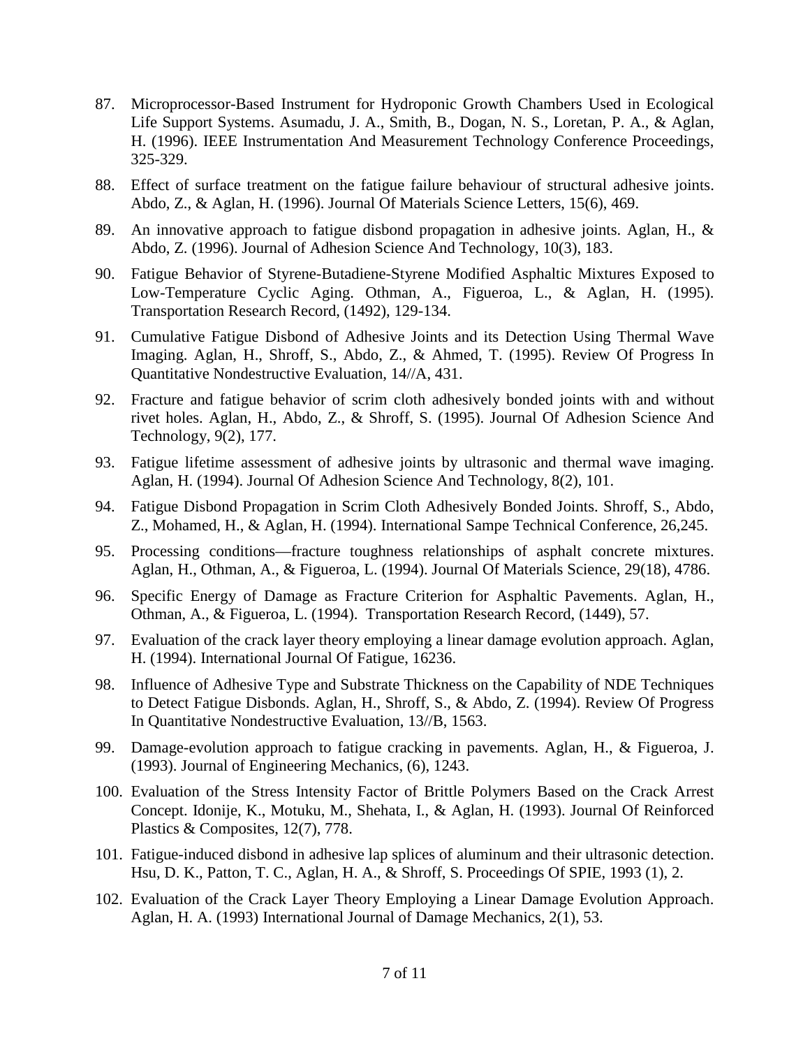87. Microprocessor-Based Instrument for Hydroponic Growth Chambers Used in Ecological Life Support Systems. Asumadu, J. A., Smith, B., Dogan, N. S., Loretan, P. A., & Aglan, H. (1996). IEEE Instrumentation And Measurement Technology Conference Proceedings, 325-329.
88. Effect of surface treatment on the fatigue failure behaviour of structural adhesive joints. Abdo, Z., & Aglan, H. (1996). Journal Of Materials Science Letters, 15(6), 469.
89. An innovative approach to fatigue disbond propagation in adhesive joints. Aglan, H., & Abdo, Z. (1996). Journal of Adhesion Science And Technology, 10(3), 183.
90. Fatigue Behavior of Styrene-Butadiene-Styrene Modified Asphaltic Mixtures Exposed to Low-Temperature Cyclic Aging. Othman, A., Figueroa, L., & Aglan, H. (1995). Transportation Research Record, (1492), 129-134.
91. Cumulative Fatigue Disbond of Adhesive Joints and its Detection Using Thermal Wave Imaging. Aglan, H., Shroff, S., Abdo, Z., & Ahmed, T. (1995). Review Of Progress In Quantitative Nondestructive Evaluation, 14//A, 431.
92. Fracture and fatigue behavior of scrim cloth adhesively bonded joints with and without rivet holes. Aglan, H., Abdo, Z., & Shroff, S. (1995). Journal Of Adhesion Science And Technology, 9(2), 177.
93. Fatigue lifetime assessment of adhesive joints by ultrasonic and thermal wave imaging. Aglan, H. (1994). Journal Of Adhesion Science And Technology, 8(2), 101.
94. Fatigue Disbond Propagation in Scrim Cloth Adhesively Bonded Joints. Shroff, S., Abdo, Z., Mohamed, H., & Aglan, H. (1994). International Sampe Technical Conference, 26,245.
95. Processing conditions—fracture toughness relationships of asphalt concrete mixtures. Aglan, H., Othman, A., & Figueroa, L. (1994). Journal Of Materials Science, 29(18), 4786.
96. Specific Energy of Damage as Fracture Criterion for Asphaltic Pavements. Aglan, H., Othman, A., & Figueroa, L. (1994). Transportation Research Record, (1449), 57.
97. Evaluation of the crack layer theory employing a linear damage evolution approach. Aglan, H. (1994). International Journal Of Fatigue, 16236.
98. Influence of Adhesive Type and Substrate Thickness on the Capability of NDE Techniques to Detect Fatigue Disbonds. Aglan, H., Shroff, S., & Abdo, Z. (1994). Review Of Progress In Quantitative Nondestructive Evaluation, 13//B, 1563.
99. Damage-evolution approach to fatigue cracking in pavements. Aglan, H., & Figueroa, J. (1993). Journal of Engineering Mechanics, (6), 1243.
100. Evaluation of the Stress Intensity Factor of Brittle Polymers Based on the Crack Arrest Concept. Idonije, K., Motuku, M., Shehata, I., & Aglan, H. (1993). Journal Of Reinforced Plastics & Composites, 12(7), 778.
101. Fatigue-induced disbond in adhesive lap splices of aluminum and their ultrasonic detection. Hsu, D. K., Patton, T. C., Aglan, H. A., & Shroff, S. Proceedings Of SPIE, 1993 (1), 2.
102. Evaluation of the Crack Layer Theory Employing a Linear Damage Evolution Approach. Aglan, H. A. (1993) International Journal of Damage Mechanics, 2(1), 53.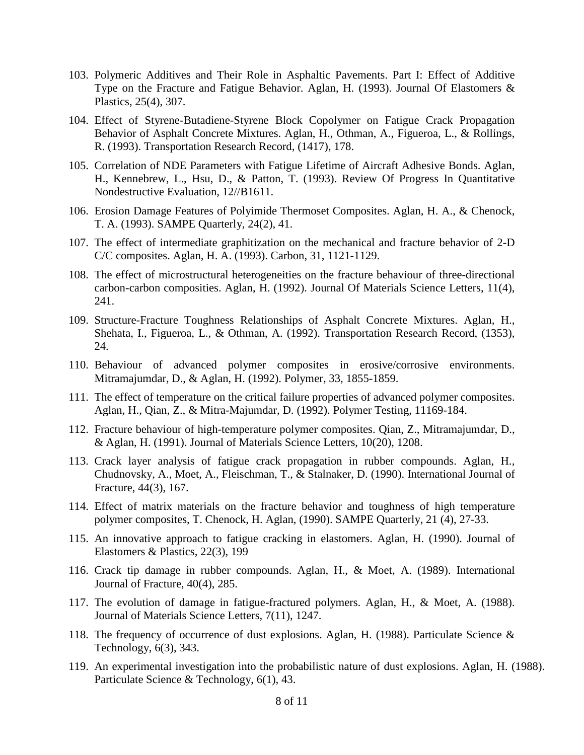103. Polymeric Additives and Their Role in Asphaltic Pavements. Part I: Effect of Additive Type on the Fracture and Fatigue Behavior. Aglan, H. (1993). Journal Of Elastomers & Plastics, 25(4), 307.

104. Effect of Styrene-Butadiene-Styrene Block Copolymer on Fatigue Crack Propagation Behavior of Asphalt Concrete Mixtures. Aglan, H., Othman, A., Figueroa, L., & Rollings, R. (1993). Transportation Research Record, (1417), 178.

105. Correlation of NDE Parameters with Fatigue Lifetime of Aircraft Adhesive Bonds. Aglan, H., Kennebrew, L., Hsu, D., & Patton, T. (1993). Review Of Progress In Quantitative Nondestructive Evaluation, 12//B1611.

106. Erosion Damage Features of Polyimide Thermoset Composites. Aglan, H. A., & Chenock, T. A. (1993). SAMPE Quarterly, 24(2), 41.

107. The effect of intermediate graphitization on the mechanical and fracture behavior of 2-D C/C composites. Aglan, H. A. (1993). Carbon, 31, 1121-1129.

108. The effect of microstructural heterogeneities on the fracture behaviour of three-directional carbon-carbon composities. Aglan, H. (1992). Journal Of Materials Science Letters, 11(4), 241.

109. Structure-Fracture Toughness Relationships of Asphalt Concrete Mixtures. Aglan, H., Shehata, I., Figueroa, L., & Othman, A. (1992). Transportation Research Record, (1353), 24.

110. Behaviour of advanced polymer composites in erosive/corrosive environments. Mitramajumdar, D., & Aglan, H. (1992). Polymer, 33, 1855-1859.

111. The effect of temperature on the critical failure properties of advanced polymer composites. Aglan, H., Qian, Z., & Mitra-Majumdar, D. (1992). Polymer Testing, 11169-184.

112. Fracture behaviour of high-temperature polymer composites. Qian, Z., Mitramajumdar, D., & Aglan, H. (1991). Journal of Materials Science Letters, 10(20), 1208.

113. Crack layer analysis of fatigue crack propagation in rubber compounds. Aglan, H., Chudnovsky, A., Moet, A., Fleischman, T., & Stalnaker, D. (1990). International Journal of Fracture, 44(3), 167.

114. Effect of matrix materials on the fracture behavior and toughness of high temperature polymer composites, T. Chenock, H. Aglan, (1990). SAMPE Quarterly, 21 (4), 27-33.

115. An innovative approach to fatigue cracking in elastomers. Aglan, H. (1990). Journal of Elastomers & Plastics, 22(3), 199

116. Crack tip damage in rubber compounds. Aglan, H., & Moet, A. (1989). International Journal of Fracture, 40(4), 285.

117. The evolution of damage in fatigue-fractured polymers. Aglan, H., & Moet, A. (1988). Journal of Materials Science Letters, 7(11), 1247.

118. The frequency of occurrence of dust explosions. Aglan, H. (1988). Particulate Science & Technology, 6(3), 343.

119. An experimental investigation into the probabilistic nature of dust explosions. Aglan, H. (1988). Particulate Science & Technology, 6(1), 43.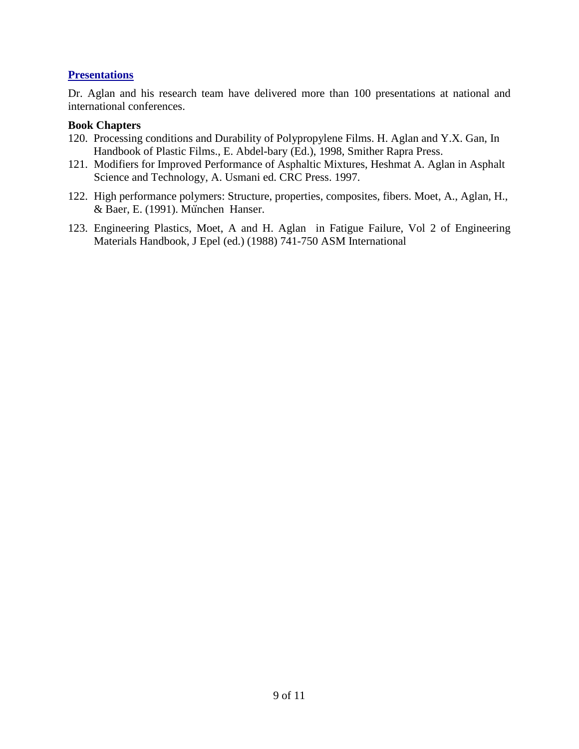## Presentations

Dr. Aglan and his research team have delivered more than 100 presentations at national and international conferences.

**Book Chapters**

120. Processing conditions and Durability of Polypropylene Films. H. Aglan and Y.X. Gan, In Handbook of Plastic Films., E. Abdel-bary (Ed.), 1998, Smither Rapra Press.
121. Modifiers for Improved Performance of Asphaltic Mixtures, Heshmat A. Aglan in Asphalt Science and Technology, A. Usmani ed. CRC Press. 1997.
122. High performance polymers: Structure, properties, composites, fibers. Moet, A., Aglan, H., & Baer, E. (1991). Mŭnchen Hanser.
123. Engineering Plastics, Moet, A and H. Aglan in Fatigue Failure, Vol 2 of Engineering Materials Handbook, J Epel (ed.) (1988) 741-750 ASM International